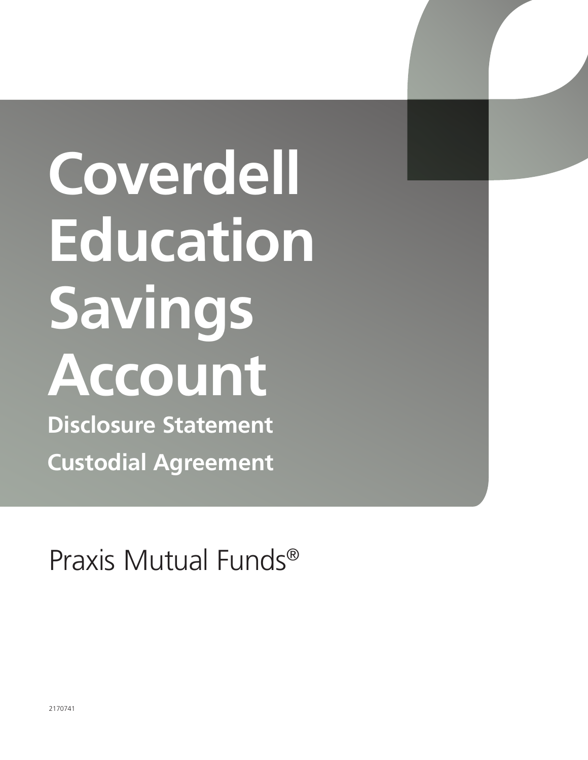# Coverdell Education Savings Account

## Disclosure Statement

## Custodial Agreement

Praxis Mutual Funds®

2170741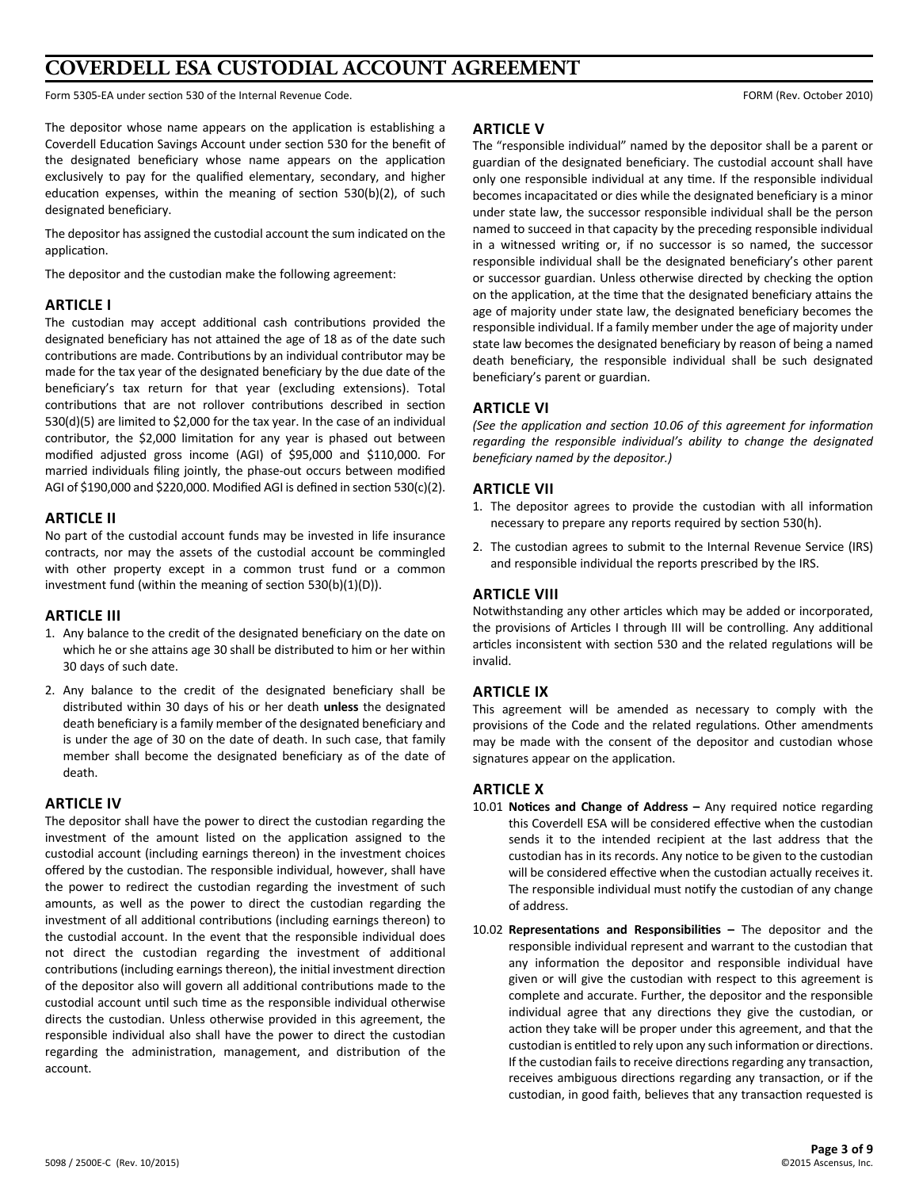# COVERDELL ESA CUSTODIAL ACCOUNT AGREEMENT

Form 5305-EA under section 530 of the Internal Revenue Code. FORM (Rev. October 2010)

The depositor whose name appears on the application is establishing a Coverdell Education Savings Account under section 530 for the benefit of the designated beneficiary whose name appears on the application exclusively to pay for the qualified elementary, secondary, and higher education expenses, within the meaning of section 530(b)(2), of such designated beneficiary.

The depositor has assigned the custodial account the sum indicated on the application.

The depositor and the custodian make the following agreement:

## ARTICLE I

The custodian may accept additional cash contributions provided the designated beneficiary has not attained the age of 18 as of the date such contributions are made. Contributions by an individual contributor may be made for the tax year of the designated beneficiary by the due date of the beneficiary's tax return for that year (excluding extensions). Total contributions that are not rollover contributions described in section 530(d)(5) are limited to $2,000 for the tax year. In the case of an individual contributor, the $2,000 limitation for any year is phased out between modified adjusted gross income (AGI) of $95,000 and $110,000. For married individuals filing jointly, the phase-out occurs between modified AGI of $190,000 and $220,000. Modified AGI is defined in section 530(c)(2).

## ARTICLE II

No part of the custodial account funds may be invested in life insurance contracts, nor may the assets of the custodial account be commingled with other property except in a common trust fund or a common investment fund (within the meaning of section 530(b)(1)(D)).

## ARTICLE III

1. Any balance to the credit of the designated beneficiary on the date on which he or she attains age 30 shall be distributed to him or her within 30 days of such date.
2. Any balance to the credit of the designated beneficiary shall be distributed within 30 days of his or her death **unless** the designated death beneficiary is a family member of the designated beneficiary and is under the age of 30 on the date of death. In such case, that family member shall become the designated beneficiary as of the date of death.

## ARTICLE IV

The depositor shall have the power to direct the custodian regarding the investment of the amount listed on the application assigned to the custodial account (including earnings thereon) in the investment choices offered by the custodian. The responsible individual, however, shall have the power to redirect the custodian regarding the investment of such amounts, as well as the power to direct the custodian regarding the investment of all additional contributions (including earnings thereon) to the custodial account. In the event that the responsible individual does not direct the custodian regarding the investment of additional contributions (including earnings thereon), the initial investment direction of the depositor also will govern all additional contributions made to the custodial account until such time as the responsible individual otherwise directs the custodian. Unless otherwise provided in this agreement, the responsible individual also shall have the power to direct the custodian regarding the administration, management, and distribution of the account.

## ARTICLE V

The "responsible individual" named by the depositor shall be a parent or guardian of the designated beneficiary. The custodial account shall have only one responsible individual at any time. If the responsible individual becomes incapacitated or dies while the designated beneficiary is a minor under state law, the successor responsible individual shall be the person named to succeed in that capacity by the preceding responsible individual in a witnessed writing or, if no successor is so named, the successor responsible individual shall be the designated beneficiary's other parent or successor guardian. Unless otherwise directed by checking the option on the application, at the time that the designated beneficiary attains the age of majority under state law, the designated beneficiary becomes the responsible individual. If a family member under the age of majority under state law becomes the designated beneficiary by reason of being a named death beneficiary, the responsible individual shall be such designated beneficiary's parent or guardian.

## ARTICLE VI

*(See the application and section 10.06 of this agreement for information regarding the responsible individual's ability to change the designated beneficiary named by the depositor.)*

## ARTICLE VII

1. The depositor agrees to provide the custodian with all information necessary to prepare any reports required by section 530(h).
2. The custodian agrees to submit to the Internal Revenue Service (IRS) and responsible individual the reports prescribed by the IRS.

## ARTICLE VIII

Notwithstanding any other articles which may be added or incorporated, the provisions of Articles I through III will be controlling. Any additional articles inconsistent with section 530 and the related regulations will be invalid.

## ARTICLE IX

This agreement will be amended as necessary to comply with the provisions of the Code and the related regulations. Other amendments may be made with the consent of the depositor and custodian whose signatures appear on the application.

## ARTICLE X

10.01 **Notices and Change of Address –** Any required notice regarding this Coverdell ESA will be considered effective when the custodian sends it to the intended recipient at the last address that the custodian has in its records. Any notice to be given to the custodian will be considered effective when the custodian actually receives it. The responsible individual must notify the custodian of any change of address.

10.02 **Representations and Responsibilities –** The depositor and the responsible individual represent and warrant to the custodian that any information the depositor and responsible individual have given or will give the custodian with respect to this agreement is complete and accurate. Further, the depositor and the responsible individual agree that any directions they give the custodian, or action they take will be proper under this agreement, and that the custodian is entitled to rely upon any such information or directions. If the custodian fails to receive directions regarding any transaction, receives ambiguous directions regarding any transaction, or if the custodian, in good faith, believes that any transaction requested is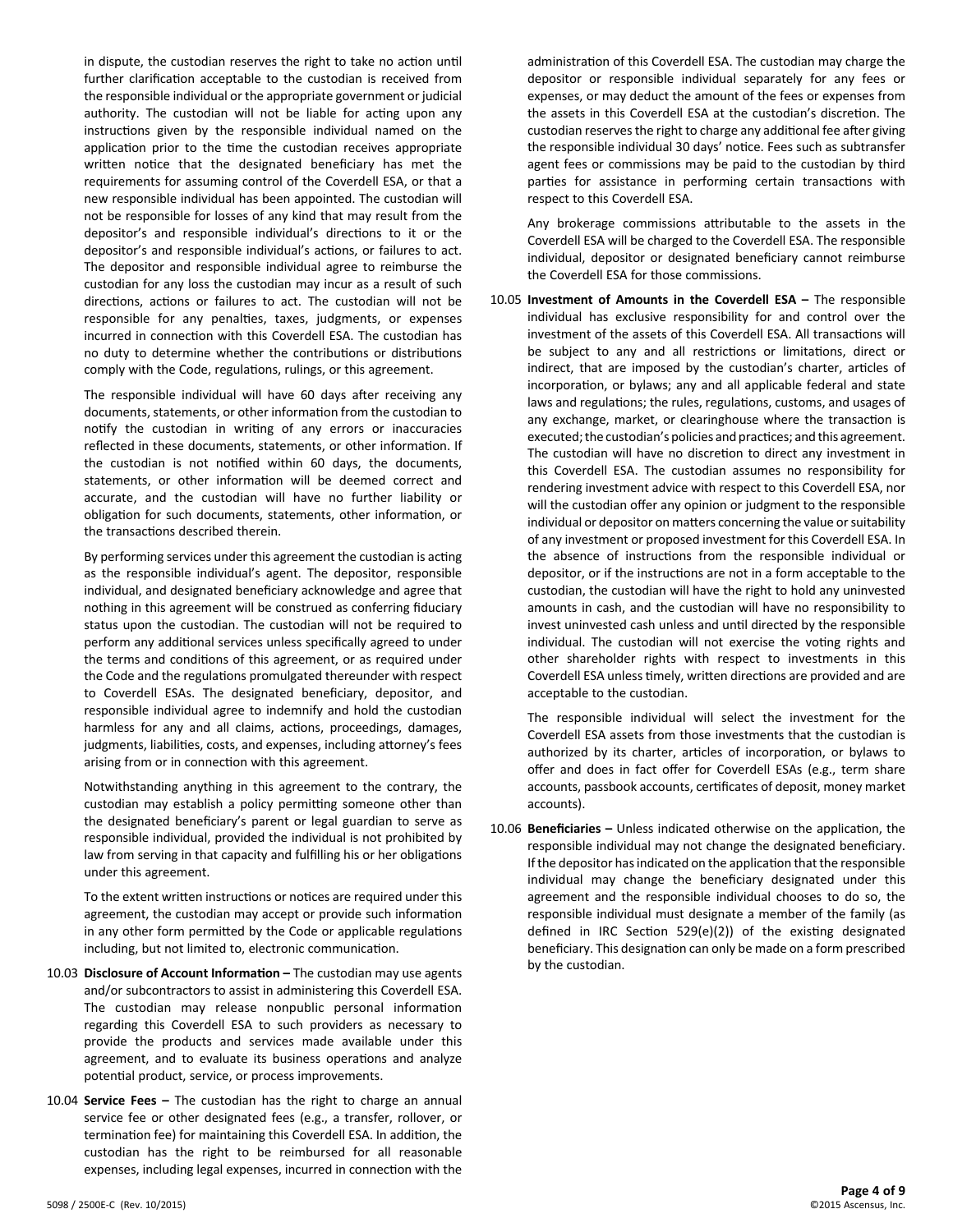in dispute, the custodian reserves the right to take no action until further clarification acceptable to the custodian is received from the responsible individual or the appropriate government or judicial authority. The custodian will not be liable for acting upon any instructions given by the responsible individual named on the application prior to the time the custodian receives appropriate written notice that the designated beneficiary has met the requirements for assuming control of the Coverdell ESA, or that a new responsible individual has been appointed. The custodian will not be responsible for losses of any kind that may result from the depositor's and responsible individual's directions to it or the depositor's and responsible individual's actions, or failures to act. The depositor and responsible individual agree to reimburse the custodian for any loss the custodian may incur as a result of such directions, actions or failures to act. The custodian will not be responsible for any penalties, taxes, judgments, or expenses incurred in connection with this Coverdell ESA. The custodian has no duty to determine whether the contributions or distributions comply with the Code, regulations, rulings, or this agreement.

The responsible individual will have 60 days after receiving any documents, statements, or other information from the custodian to notify the custodian in writing of any errors or inaccuracies reflected in these documents, statements, or other information. If the custodian is not notified within 60 days, the documents, statements, or other information will be deemed correct and accurate, and the custodian will have no further liability or obligation for such documents, statements, other information, or the transactions described therein.

By performing services under this agreement the custodian is acting as the responsible individual's agent. The depositor, responsible individual, and designated beneficiary acknowledge and agree that nothing in this agreement will be construed as conferring fiduciary status upon the custodian. The custodian will not be required to perform any additional services unless specifically agreed to under the terms and conditions of this agreement, or as required under the Code and the regulations promulgated thereunder with respect to Coverdell ESAs. The designated beneficiary, depositor, and responsible individual agree to indemnify and hold the custodian harmless for any and all claims, actions, proceedings, damages, judgments, liabilities, costs, and expenses, including attorney's fees arising from or in connection with this agreement.

Notwithstanding anything in this agreement to the contrary, the custodian may establish a policy permitting someone other than the designated beneficiary's parent or legal guardian to serve as responsible individual, provided the individual is not prohibited by law from serving in that capacity and fulfilling his or her obligations under this agreement.

To the extent written instructions or notices are required under this agreement, the custodian may accept or provide such information in any other form permitted by the Code or applicable regulations including, but not limited to, electronic communication.

10.03 **Disclosure of Account Information –** The custodian may use agents and/or subcontractors to assist in administering this Coverdell ESA. The custodian may release nonpublic personal information regarding this Coverdell ESA to such providers as necessary to provide the products and services made available under this agreement, and to evaluate its business operations and analyze potential product, service, or process improvements.

10.04 **Service Fees –** The custodian has the right to charge an annual service fee or other designated fees (e.g., a transfer, rollover, or termination fee) for maintaining this Coverdell ESA. In addition, the custodian has the right to be reimbursed for all reasonable expenses, including legal expenses, incurred in connection with the administration of this Coverdell ESA. The custodian may charge the depositor or responsible individual separately for any fees or expenses, or may deduct the amount of the fees or expenses from the assets in this Coverdell ESA at the custodian's discretion. The custodian reserves the right to charge any additional fee after giving the responsible individual 30 days' notice. Fees such as subtransfer agent fees or commissions may be paid to the custodian by third parties for assistance in performing certain transactions with respect to this Coverdell ESA.

Any brokerage commissions attributable to the assets in the Coverdell ESA will be charged to the Coverdell ESA. The responsible individual, depositor or designated beneficiary cannot reimburse the Coverdell ESA for those commissions.

10.05 **Investment of Amounts in the Coverdell ESA –** The responsible individual has exclusive responsibility for and control over the investment of the assets of this Coverdell ESA. All transactions will be subject to any and all restrictions or limitations, direct or indirect, that are imposed by the custodian's charter, articles of incorporation, or bylaws; any and all applicable federal and state laws and regulations; the rules, regulations, customs, and usages of any exchange, market, or clearinghouse where the transaction is executed; the custodian's policies and practices; and this agreement. The custodian will have no discretion to direct any investment in this Coverdell ESA. The custodian assumes no responsibility for rendering investment advice with respect to this Coverdell ESA, nor will the custodian offer any opinion or judgment to the responsible individual or depositor on matters concerning the value or suitability of any investment or proposed investment for this Coverdell ESA. In the absence of instructions from the responsible individual or depositor, or if the instructions are not in a form acceptable to the custodian, the custodian will have the right to hold any uninvested amounts in cash, and the custodian will have no responsibility to invest uninvested cash unless and until directed by the responsible individual. The custodian will not exercise the voting rights and other shareholder rights with respect to investments in this Coverdell ESA unless timely, written directions are provided and are acceptable to the custodian.

The responsible individual will select the investment for the Coverdell ESA assets from those investments that the custodian is authorized by its charter, articles of incorporation, or bylaws to offer and does in fact offer for Coverdell ESAs (e.g., term share accounts, passbook accounts, certificates of deposit, money market accounts).

10.06 **Beneficiaries –** Unless indicated otherwise on the application, the responsible individual may not change the designated beneficiary. If the depositor has indicated on the application that the responsible individual may change the beneficiary designated under this agreement and the responsible individual chooses to do so, the responsible individual must designate a member of the family (as defined in IRC Section 529(e)(2)) of the existing designated beneficiary. This designation can only be made on a form prescribed by the custodian.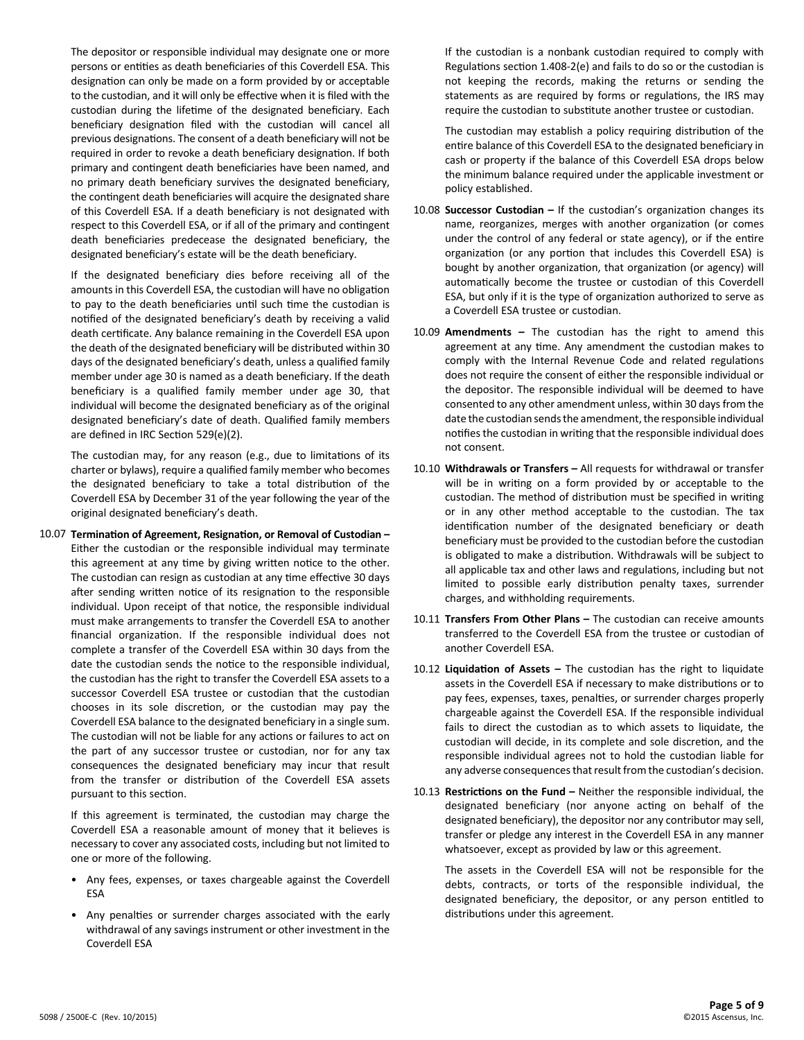The depositor or responsible individual may designate one or more persons or entities as death beneficiaries of this Coverdell ESA. This designation can only be made on a form provided by or acceptable to the custodian, and it will only be effective when it is filed with the custodian during the lifetime of the designated beneficiary. Each beneficiary designation filed with the custodian will cancel all previous designations. The consent of a death beneficiary will not be required in order to revoke a death beneficiary designation. If both primary and contingent death beneficiaries have been named, and no primary death beneficiary survives the designated beneficiary, the contingent death beneficiaries will acquire the designated share of this Coverdell ESA. If a death beneficiary is not designated with respect to this Coverdell ESA, or if all of the primary and contingent death beneficiaries predecease the designated beneficiary, the designated beneficiary's estate will be the death beneficiary.

If the designated beneficiary dies before receiving all of the amounts in this Coverdell ESA, the custodian will have no obligation to pay to the death beneficiaries until such time the custodian is notified of the designated beneficiary's death by receiving a valid death certificate. Any balance remaining in the Coverdell ESA upon the death of the designated beneficiary will be distributed within 30 days of the designated beneficiary's death, unless a qualified family member under age 30 is named as a death beneficiary. If the death beneficiary is a qualified family member under age 30, that individual will become the designated beneficiary as of the original designated beneficiary's date of death. Qualified family members are defined in IRC Section 529(e)(2).

The custodian may, for any reason (e.g., due to limitations of its charter or bylaws), require a qualified family member who becomes the designated beneficiary to take a total distribution of the Coverdell ESA by December 31 of the year following the year of the original designated beneficiary's death.

10.07 **Termination of Agreement, Resignation, or Removal of Custodian –** Either the custodian or the responsible individual may terminate this agreement at any time by giving written notice to the other. The custodian can resign as custodian at any time effective 30 days after sending written notice of its resignation to the responsible individual. Upon receipt of that notice, the responsible individual must make arrangements to transfer the Coverdell ESA to another financial organization. If the responsible individual does not complete a transfer of the Coverdell ESA within 30 days from the date the custodian sends the notice to the responsible individual, the custodian has the right to transfer the Coverdell ESA assets to a successor Coverdell ESA trustee or custodian that the custodian chooses in its sole discretion, or the custodian may pay the Coverdell ESA balance to the designated beneficiary in a single sum. The custodian will not be liable for any actions or failures to act on the part of any successor trustee or custodian, nor for any tax consequences the designated beneficiary may incur that result from the transfer or distribution of the Coverdell ESA assets pursuant to this section.

If this agreement is terminated, the custodian may charge the Coverdell ESA a reasonable amount of money that it believes is necessary to cover any associated costs, including but not limited to one or more of the following.

- Any fees, expenses, or taxes chargeable against the Coverdell ESA
- Any penalties or surrender charges associated with the early withdrawal of any savings instrument or other investment in the Coverdell ESA

If the custodian is a nonbank custodian required to comply with Regulations section 1.408-2(e) and fails to do so or the custodian is not keeping the records, making the returns or sending the statements as are required by forms or regulations, the IRS may require the custodian to substitute another trustee or custodian.

The custodian may establish a policy requiring distribution of the entire balance of this Coverdell ESA to the designated beneficiary in cash or property if the balance of this Coverdell ESA drops below the minimum balance required under the applicable investment or policy established.

10.08 **Successor Custodian –** If the custodian's organization changes its name, reorganizes, merges with another organization (or comes under the control of any federal or state agency), or if the entire organization (or any portion that includes this Coverdell ESA) is bought by another organization, that organization (or agency) will automatically become the trustee or custodian of this Coverdell ESA, but only if it is the type of organization authorized to serve as a Coverdell ESA trustee or custodian.

10.09 **Amendments –** The custodian has the right to amend this agreement at any time. Any amendment the custodian makes to comply with the Internal Revenue Code and related regulations does not require the consent of either the responsible individual or the depositor. The responsible individual will be deemed to have consented to any other amendment unless, within 30 days from the date the custodian sends the amendment, the responsible individual notifies the custodian in writing that the responsible individual does not consent.

10.10 **Withdrawals or Transfers –** All requests for withdrawal or transfer will be in writing on a form provided by or acceptable to the custodian. The method of distribution must be specified in writing or in any other method acceptable to the custodian. The tax identification number of the designated beneficiary or death beneficiary must be provided to the custodian before the custodian is obligated to make a distribution. Withdrawals will be subject to all applicable tax and other laws and regulations, including but not limited to possible early distribution penalty taxes, surrender charges, and withholding requirements.

10.11 **Transfers From Other Plans –** The custodian can receive amounts transferred to the Coverdell ESA from the trustee or custodian of another Coverdell ESA.

10.12 **Liquidation of Assets –** The custodian has the right to liquidate assets in the Coverdell ESA if necessary to make distributions or to pay fees, expenses, taxes, penalties, or surrender charges properly chargeable against the Coverdell ESA. If the responsible individual fails to direct the custodian as to which assets to liquidate, the custodian will decide, in its complete and sole discretion, and the responsible individual agrees not to hold the custodian liable for any adverse consequences that result from the custodian's decision.

10.13 **Restrictions on the Fund –** Neither the responsible individual, the designated beneficiary (nor anyone acting on behalf of the designated beneficiary), the depositor nor any contributor may sell, transfer or pledge any interest in the Coverdell ESA in any manner whatsoever, except as provided by law or this agreement.

The assets in the Coverdell ESA will not be responsible for the debts, contracts, or torts of the responsible individual, the designated beneficiary, the depositor, or any person entitled to distributions under this agreement.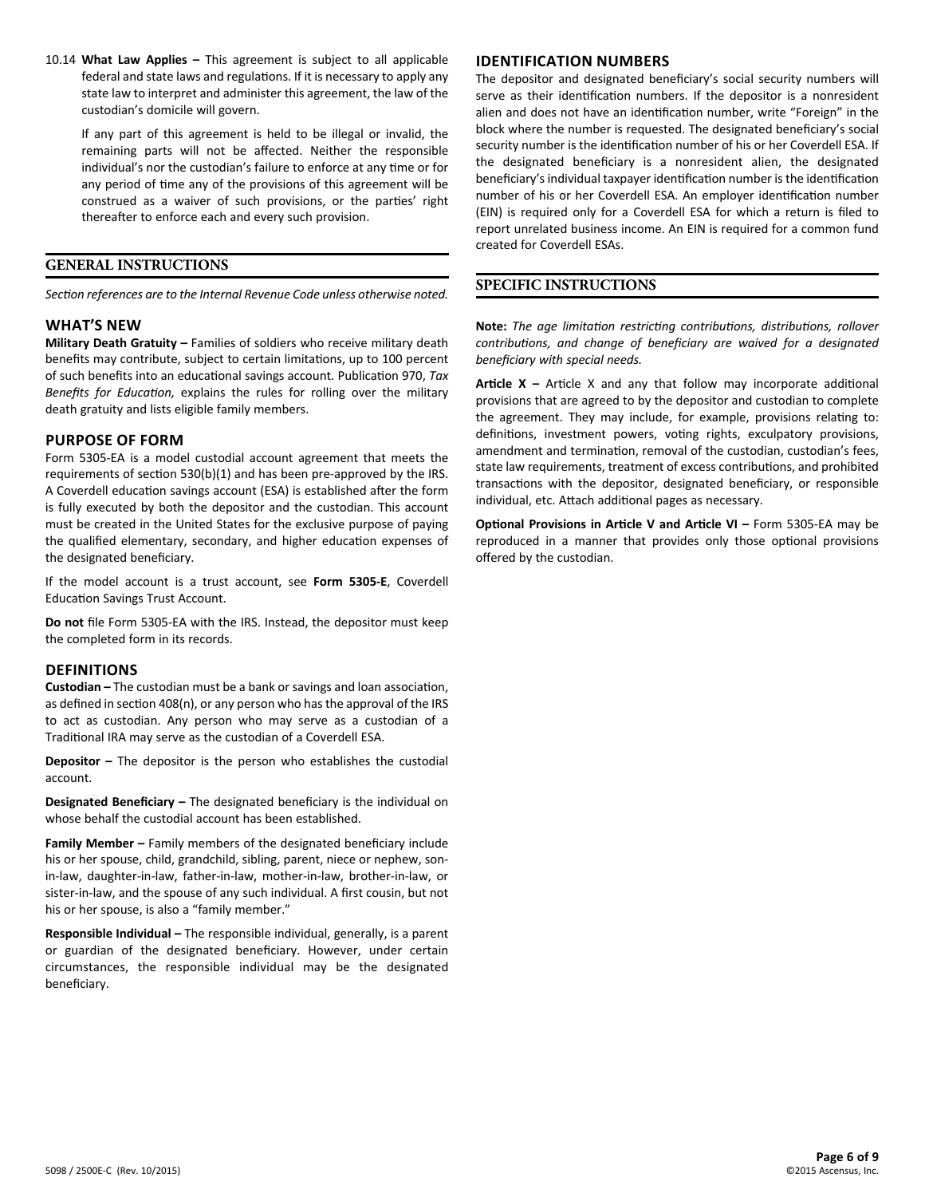10.14 **What Law Applies –** This agreement is subject to all applicable federal and state laws and regulations. If it is necessary to apply any state law to interpret and administer this agreement, the law of the custodian's domicile will govern.

If any part of this agreement is held to be illegal or invalid, the remaining parts will not be affected. Neither the responsible individual's nor the custodian's failure to enforce at any time or for any period of time any of the provisions of this agreement will be construed as a waiver of such provisions, or the parties' right thereafter to enforce each and every such provision.

## GENERAL INSTRUCTIONS

*Section references are to the Internal Revenue Code unless otherwise noted.*

### WHAT'S NEW

**Military Death Gratuity –** Families of soldiers who receive military death benefits may contribute, subject to certain limitations, up to 100 percent of such benefits into an educational savings account. Publication 970, *Tax Benefits for Education,* explains the rules for rolling over the military death gratuity and lists eligible family members.

### PURPOSE OF FORM

Form 5305-EA is a model custodial account agreement that meets the requirements of section 530(b)(1) and has been pre-approved by the IRS. A Coverdell education savings account (ESA) is established after the form is fully executed by both the depositor and the custodian. This account must be created in the United States for the exclusive purpose of paying the qualified elementary, secondary, and higher education expenses of the designated beneficiary.

If the model account is a trust account, see **Form 5305-E**, Coverdell Education Savings Trust Account.

**Do not** file Form 5305-EA with the IRS. Instead, the depositor must keep the completed form in its records.

### DEFINITIONS

**Custodian –** The custodian must be a bank or savings and loan association, as defined in section 408(n), or any person who has the approval of the IRS to act as custodian. Any person who may serve as a custodian of a Traditional IRA may serve as the custodian of a Coverdell ESA.

**Depositor –** The depositor is the person who establishes the custodial account.

**Designated Beneficiary –** The designated beneficiary is the individual on whose behalf the custodial account has been established.

**Family Member –** Family members of the designated beneficiary include his or her spouse, child, grandchild, sibling, parent, niece or nephew, son-in-law, daughter-in-law, father-in-law, mother-in-law, brother-in-law, or sister-in-law, and the spouse of any such individual. A first cousin, but not his or her spouse, is also a "family member."

**Responsible Individual –** The responsible individual, generally, is a parent or guardian of the designated beneficiary. However, under certain circumstances, the responsible individual may be the designated beneficiary.

### IDENTIFICATION NUMBERS

The depositor and designated beneficiary's social security numbers will serve as their identification numbers. If the depositor is a nonresident alien and does not have an identification number, write "Foreign" in the block where the number is requested. The designated beneficiary's social security number is the identification number of his or her Coverdell ESA. If the designated beneficiary is a nonresident alien, the designated beneficiary's individual taxpayer identification number is the identification number of his or her Coverdell ESA. An employer identification number (EIN) is required only for a Coverdell ESA for which a return is filed to report unrelated business income. An EIN is required for a common fund created for Coverdell ESAs.

## SPECIFIC INSTRUCTIONS

**Note:** *The age limitation restricting contributions, distributions, rollover contributions, and change of beneficiary are waived for a designated beneficiary with special needs.*

**Article X –** Article X and any that follow may incorporate additional provisions that are agreed to by the depositor and custodian to complete the agreement. They may include, for example, provisions relating to: definitions, investment powers, voting rights, exculpatory provisions, amendment and termination, removal of the custodian, custodian's fees, state law requirements, treatment of excess contributions, and prohibited transactions with the depositor, designated beneficiary, or responsible individual, etc. Attach additional pages as necessary.

**Optional Provisions in Article V and Article VI –** Form 5305-EA may be reproduced in a manner that provides only those optional provisions offered by the custodian.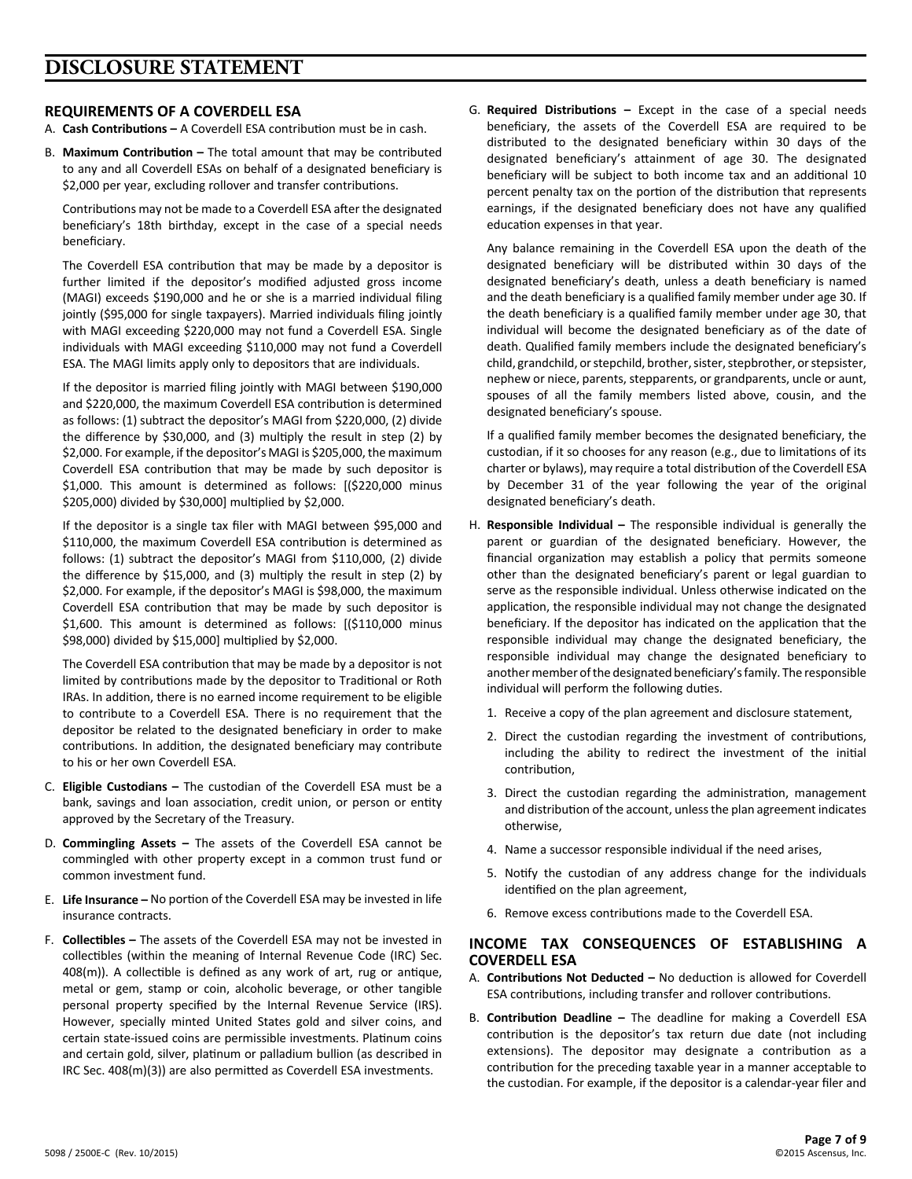# DISCLOSURE STATEMENT

## REQUIREMENTS OF A COVERDELL ESA

A. **Cash Contributions –** A Coverdell ESA contribution must be in cash.

B. **Maximum Contribution –** The total amount that may be contributed to any and all Coverdell ESAs on behalf of a designated beneficiary is $2,000 per year, excluding rollover and transfer contributions.

Contributions may not be made to a Coverdell ESA after the designated beneficiary's 18th birthday, except in the case of a special needs beneficiary.

The Coverdell ESA contribution that may be made by a depositor is further limited if the depositor's modified adjusted gross income (MAGI) exceeds $190,000 and he or she is a married individual filing jointly ($95,000 for single taxpayers). Married individuals filing jointly with MAGI exceeding $220,000 may not fund a Coverdell ESA. Single individuals with MAGI exceeding $110,000 may not fund a Coverdell ESA. The MAGI limits apply only to depositors that are individuals.

If the depositor is married filing jointly with MAGI between $190,000 and $220,000, the maximum Coverdell ESA contribution is determined as follows: (1) subtract the depositor's MAGI from $220,000, (2) divide the difference by $30,000, and (3) multiply the result in step (2) by $2,000. For example, if the depositor's MAGI is $205,000, the maximum Coverdell ESA contribution that may be made by such depositor is $1,000. This amount is determined as follows: [($220,000 minus $205,000) divided by $30,000] multiplied by $2,000.

If the depositor is a single tax filer with MAGI between $95,000 and $110,000, the maximum Coverdell ESA contribution is determined as follows: (1) subtract the depositor's MAGI from $110,000, (2) divide the difference by $15,000, and (3) multiply the result in step (2) by $2,000. For example, if the depositor's MAGI is $98,000, the maximum Coverdell ESA contribution that may be made by such depositor is $1,600. This amount is determined as follows: [($110,000 minus $98,000) divided by $15,000] multiplied by $2,000.

The Coverdell ESA contribution that may be made by a depositor is not limited by contributions made by the depositor to Traditional or Roth IRAs. In addition, there is no earned income requirement to be eligible to contribute to a Coverdell ESA. There is no requirement that the depositor be related to the designated beneficiary in order to make contributions. In addition, the designated beneficiary may contribute to his or her own Coverdell ESA.

C. **Eligible Custodians –** The custodian of the Coverdell ESA must be a bank, savings and loan association, credit union, or person or entity approved by the Secretary of the Treasury.

D. **Commingling Assets –** The assets of the Coverdell ESA cannot be commingled with other property except in a common trust fund or common investment fund.

E. **Life Insurance –** No portion of the Coverdell ESA may be invested in life insurance contracts.

F. **Collectibles –** The assets of the Coverdell ESA may not be invested in collectibles (within the meaning of Internal Revenue Code (IRC) Sec. 408(m)). A collectible is defined as any work of art, rug or antique, metal or gem, stamp or coin, alcoholic beverage, or other tangible personal property specified by the Internal Revenue Service (IRS). However, specially minted United States gold and silver coins, and certain state-issued coins are permissible investments. Platinum coins and certain gold, silver, platinum or palladium bullion (as described in IRC Sec. 408(m)(3)) are also permitted as Coverdell ESA investments.

G. **Required Distributions –** Except in the case of a special needs beneficiary, the assets of the Coverdell ESA are required to be distributed to the designated beneficiary within 30 days of the designated beneficiary's attainment of age 30. The designated beneficiary will be subject to both income tax and an additional 10 percent penalty tax on the portion of the distribution that represents earnings, if the designated beneficiary does not have any qualified education expenses in that year.

Any balance remaining in the Coverdell ESA upon the death of the designated beneficiary will be distributed within 30 days of the designated beneficiary's death, unless a death beneficiary is named and the death beneficiary is a qualified family member under age 30. If the death beneficiary is a qualified family member under age 30, that individual will become the designated beneficiary as of the date of death. Qualified family members include the designated beneficiary's child, grandchild, or stepchild, brother, sister, stepbrother, or stepsister, nephew or niece, parents, stepparents, or grandparents, uncle or aunt, spouses of all the family members listed above, cousin, and the designated beneficiary's spouse.

If a qualified family member becomes the designated beneficiary, the custodian, if it so chooses for any reason (e.g., due to limitations of its charter or bylaws), may require a total distribution of the Coverdell ESA by December 31 of the year following the year of the original designated beneficiary's death.

H. **Responsible Individual –** The responsible individual is generally the parent or guardian of the designated beneficiary. However, the financial organization may establish a policy that permits someone other than the designated beneficiary's parent or legal guardian to serve as the responsible individual. Unless otherwise indicated on the application, the responsible individual may not change the designated beneficiary. If the depositor has indicated on the application that the responsible individual may change the designated beneficiary, the responsible individual may change the designated beneficiary to another member of the designated beneficiary's family. The responsible individual will perform the following duties.

1. Receive a copy of the plan agreement and disclosure statement,
2. Direct the custodian regarding the investment of contributions, including the ability to redirect the investment of the initial contribution,
3. Direct the custodian regarding the administration, management and distribution of the account, unless the plan agreement indicates otherwise,
4. Name a successor responsible individual if the need arises,
5. Notify the custodian of any address change for the individuals identified on the plan agreement,
6. Remove excess contributions made to the Coverdell ESA.

## INCOME TAX CONSEQUENCES OF ESTABLISHING A COVERDELL ESA

A. **Contributions Not Deducted –** No deduction is allowed for Coverdell ESA contributions, including transfer and rollover contributions.

B. **Contribution Deadline –** The deadline for making a Coverdell ESA contribution is the depositor's tax return due date (not including extensions). The depositor may designate a contribution as a contribution for the preceding taxable year in a manner acceptable to the custodian. For example, if the depositor is a calendar-year filer and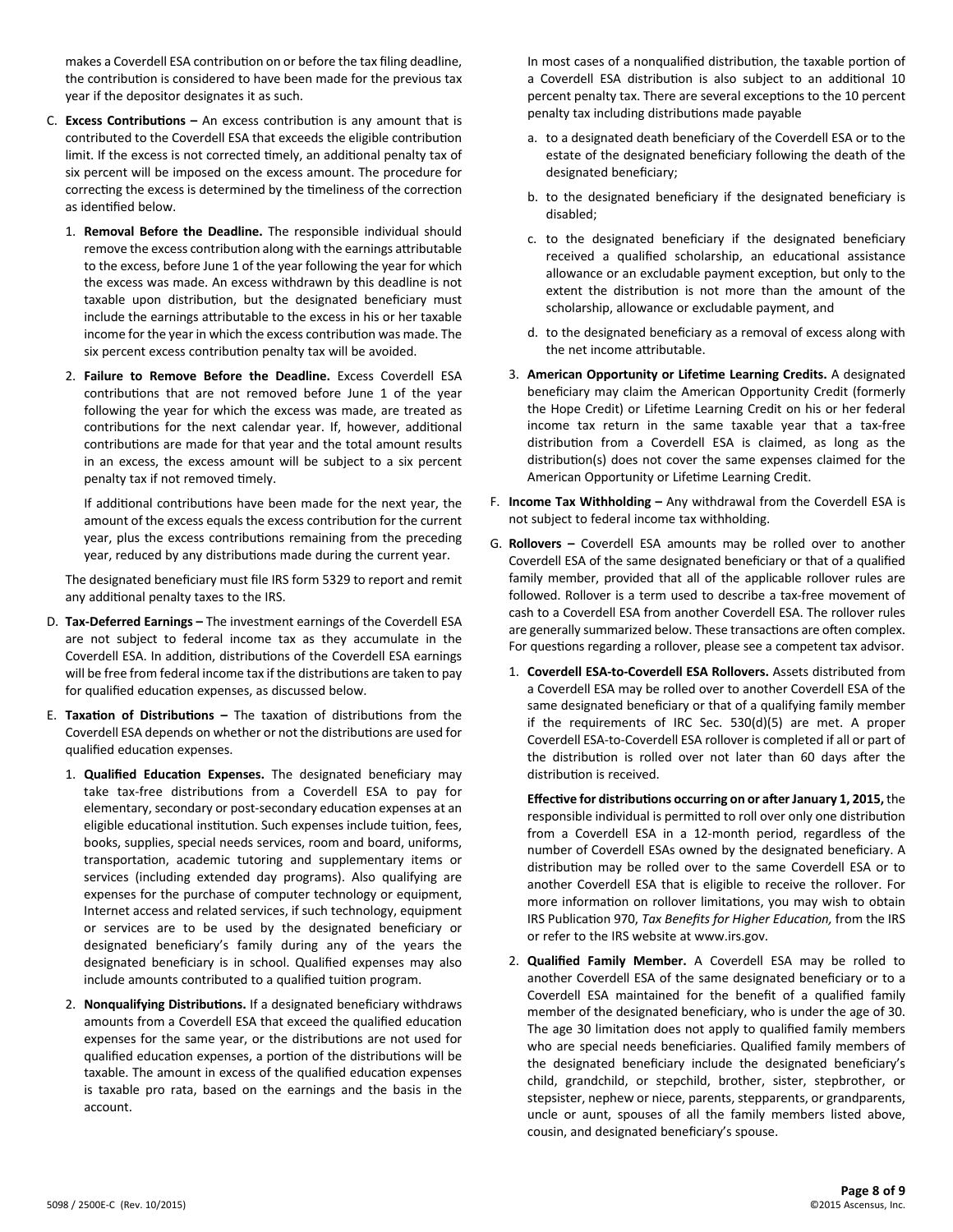makes a Coverdell ESA contribution on or before the tax filing deadline, the contribution is considered to have been made for the previous tax year if the depositor designates it as such.

C. **Excess Contributions –** An excess contribution is any amount that is contributed to the Coverdell ESA that exceeds the eligible contribution limit. If the excess is not corrected timely, an additional penalty tax of six percent will be imposed on the excess amount. The procedure for correcting the excess is determined by the timeliness of the correction as identified below.

   1. **Removal Before the Deadline.** The responsible individual should remove the excess contribution along with the earnings attributable to the excess, before June 1 of the year following the year for which the excess was made. An excess withdrawn by this deadline is not taxable upon distribution, but the designated beneficiary must include the earnings attributable to the excess in his or her taxable income for the year in which the excess contribution was made. The six percent excess contribution penalty tax will be avoided.

   2. **Failure to Remove Before the Deadline.** Excess Coverdell ESA contributions that are not removed before June 1 of the year following the year for which the excess was made, are treated as contributions for the next calendar year. If, however, additional contributions are made for that year and the total amount results in an excess, the excess amount will be subject to a six percent penalty tax if not removed timely.

      If additional contributions have been made for the next year, the amount of the excess equals the excess contribution for the current year, plus the excess contributions remaining from the preceding year, reduced by any distributions made during the current year.

   The designated beneficiary must file IRS form 5329 to report and remit any additional penalty taxes to the IRS.

D. **Tax-Deferred Earnings –** The investment earnings of the Coverdell ESA are not subject to federal income tax as they accumulate in the Coverdell ESA. In addition, distributions of the Coverdell ESA earnings will be free from federal income tax if the distributions are taken to pay for qualified education expenses, as discussed below.

E. **Taxation of Distributions –** The taxation of distributions from the Coverdell ESA depends on whether or not the distributions are used for qualified education expenses.

   1. **Qualified Education Expenses.** The designated beneficiary may take tax-free distributions from a Coverdell ESA to pay for elementary, secondary or post-secondary education expenses at an eligible educational institution. Such expenses include tuition, fees, books, supplies, special needs services, room and board, uniforms, transportation, academic tutoring and supplementary items or services (including extended day programs). Also qualifying are expenses for the purchase of computer technology or equipment, Internet access and related services, if such technology, equipment or services are to be used by the designated beneficiary or designated beneficiary's family during any of the years the designated beneficiary is in school. Qualified expenses may also include amounts contributed to a qualified tuition program.

   2. **Nonqualifying Distributions.** If a designated beneficiary withdraws amounts from a Coverdell ESA that exceed the qualified education expenses for the same year, or the distributions are not used for qualified education expenses, a portion of the distributions will be taxable. The amount in excess of the qualified education expenses is taxable pro rata, based on the earnings and the basis in the account.

      In most cases of a nonqualified distribution, the taxable portion of a Coverdell ESA distribution is also subject to an additional 10 percent penalty tax. There are several exceptions to the 10 percent penalty tax including distributions made payable

      a. to a designated death beneficiary of the Coverdell ESA or to the estate of the designated beneficiary following the death of the designated beneficiary;

      b. to the designated beneficiary if the designated beneficiary is disabled;

      c. to the designated beneficiary if the designated beneficiary received a qualified scholarship, an educational assistance allowance or an excludable payment exception, but only to the extent the distribution is not more than the amount of the scholarship, allowance or excludable payment, and

      d. to the designated beneficiary as a removal of excess along with the net income attributable.

   3. **American Opportunity or Lifetime Learning Credits.** A designated beneficiary may claim the American Opportunity Credit (formerly the Hope Credit) or Lifetime Learning Credit on his or her federal income tax return in the same taxable year that a tax-free distribution from a Coverdell ESA is claimed, as long as the distribution(s) does not cover the same expenses claimed for the American Opportunity or Lifetime Learning Credit.

F. **Income Tax Withholding –** Any withdrawal from the Coverdell ESA is not subject to federal income tax withholding.

G. **Rollovers –** Coverdell ESA amounts may be rolled over to another Coverdell ESA of the same designated beneficiary or that of a qualified family member, provided that all of the applicable rollover rules are followed. Rollover is a term used to describe a tax-free movement of cash to a Coverdell ESA from another Coverdell ESA. The rollover rules are generally summarized below. These transactions are often complex. For questions regarding a rollover, please see a competent tax advisor.

   1. **Coverdell ESA-to-Coverdell ESA Rollovers.** Assets distributed from a Coverdell ESA may be rolled over to another Coverdell ESA of the same designated beneficiary or that of a qualifying family member if the requirements of IRC Sec. 530(d)(5) are met. A proper Coverdell ESA-to-Coverdell ESA rollover is completed if all or part of the distribution is rolled over not later than 60 days after the distribution is received.

      **Effective for distributions occurring on or after January 1, 2015,** the responsible individual is permitted to roll over only one distribution from a Coverdell ESA in a 12-month period, regardless of the number of Coverdell ESAs owned by the designated beneficiary. A distribution may be rolled over to the same Coverdell ESA or to another Coverdell ESA that is eligible to receive the rollover. For more information on rollover limitations, you may wish to obtain IRS Publication 970, *Tax Benefits for Higher Education,* from the IRS or refer to the IRS website at www.irs.gov.

   2. **Qualified Family Member.** A Coverdell ESA may be rolled to another Coverdell ESA of the same designated beneficiary or to a Coverdell ESA maintained for the benefit of a qualified family member of the designated beneficiary, who is under the age of 30. The age 30 limitation does not apply to qualified family members who are special needs beneficiaries. Qualified family members of the designated beneficiary include the designated beneficiary's child, grandchild, or stepchild, brother, sister, stepbrother, or stepsister, nephew or niece, parents, stepparents, or grandparents, uncle or aunt, spouses of all the family members listed above, cousin, and designated beneficiary's spouse.

5098 / 2500E-C (Rev. 10/2015)

©2015 Ascensus, Inc.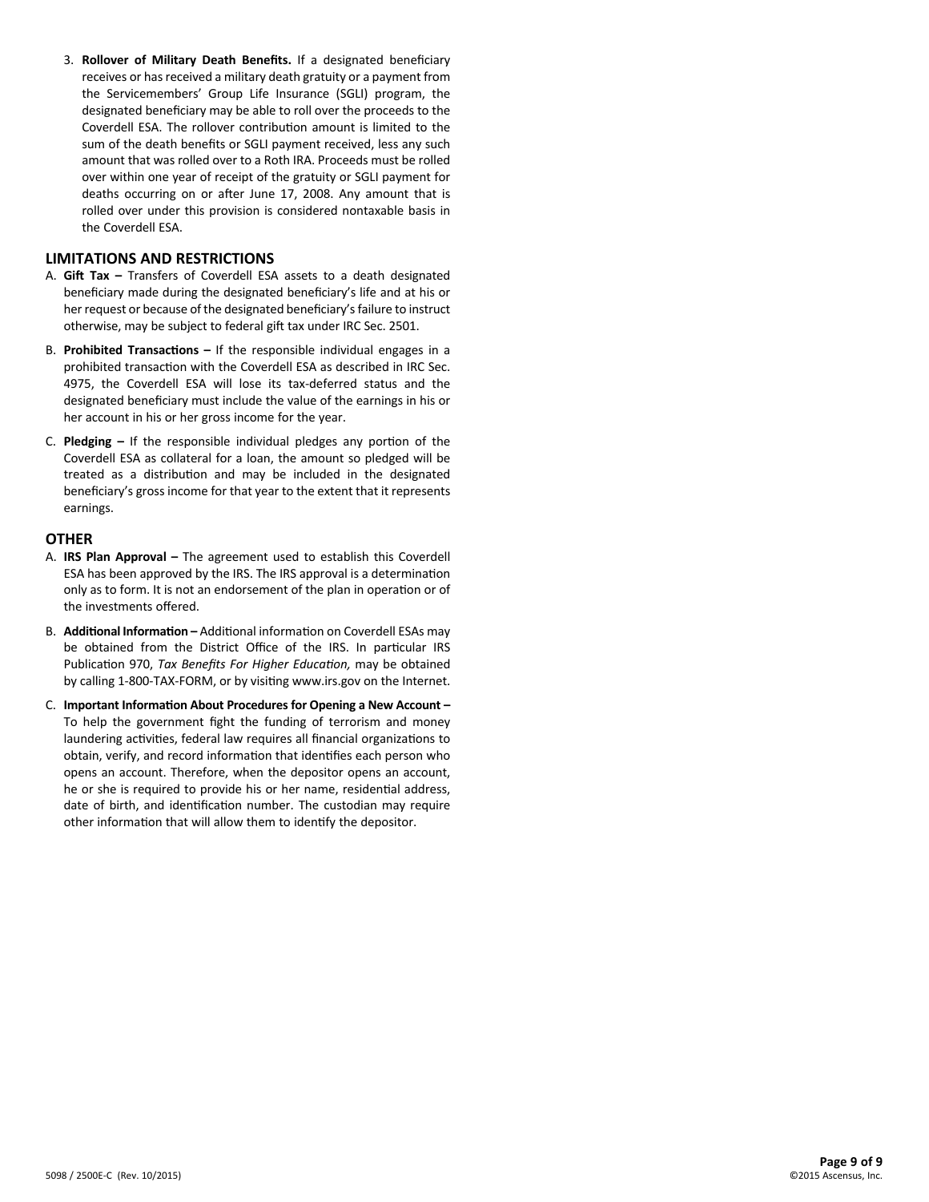3. **Rollover of Military Death Benefits.** If a designated beneficiary receives or has received a military death gratuity or a payment from the Servicemembers' Group Life Insurance (SGLI) program, the designated beneficiary may be able to roll over the proceeds to the Coverdell ESA. The rollover contribution amount is limited to the sum of the death benefits or SGLI payment received, less any such amount that was rolled over to a Roth IRA. Proceeds must be rolled over within one year of receipt of the gratuity or SGLI payment for deaths occurring on or after June 17, 2008. Any amount that is rolled over under this provision is considered nontaxable basis in the Coverdell ESA.

## LIMITATIONS AND RESTRICTIONS

A. **Gift Tax –** Transfers of Coverdell ESA assets to a death designated beneficiary made during the designated beneficiary's life and at his or her request or because of the designated beneficiary's failure to instruct otherwise, may be subject to federal gift tax under IRC Sec. 2501.

B. **Prohibited Transactions –** If the responsible individual engages in a prohibited transaction with the Coverdell ESA as described in IRC Sec. 4975, the Coverdell ESA will lose its tax-deferred status and the designated beneficiary must include the value of the earnings in his or her account in his or her gross income for the year.

C. **Pledging –** If the responsible individual pledges any portion of the Coverdell ESA as collateral for a loan, the amount so pledged will be treated as a distribution and may be included in the designated beneficiary's gross income for that year to the extent that it represents earnings.

## OTHER

A. **IRS Plan Approval –** The agreement used to establish this Coverdell ESA has been approved by the IRS. The IRS approval is a determination only as to form. It is not an endorsement of the plan in operation or of the investments offered.

B. **Additional Information –** Additional information on Coverdell ESAs may be obtained from the District Office of the IRS. In particular IRS Publication 970, *Tax Benefits For Higher Education,* may be obtained by calling 1-800-TAX-FORM, or by visiting www.irs.gov on the Internet.

C. **Important Information About Procedures for Opening a New Account –** To help the government fight the funding of terrorism and money laundering activities, federal law requires all financial organizations to obtain, verify, and record information that identifies each person who opens an account. Therefore, when the depositor opens an account, he or she is required to provide his or her name, residential address, date of birth, and identification number. The custodian may require other information that will allow them to identify the depositor.